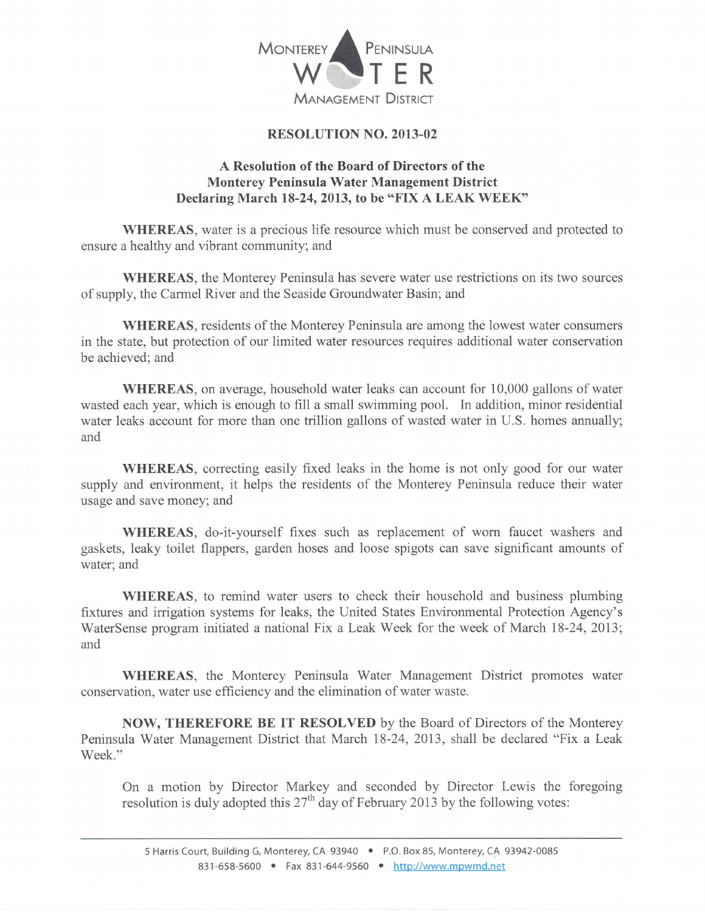MONTEREY PENINSULA WATER MANAGEMENT DISTRICT

## RESOLUTION NO. 2013-02

### A Resolution of the Board of Directors of the Monterey Peninsula Water Management District Declaring March 18-24, 2013, to be "FIX A LEAK WEEK"

**WHEREAS**, water is a precious life resource which must be conserved and protected to ensure a healthy and vibrant community; and

**WHEREAS**, the Monterey Peninsula has severe water use restrictions on its two sources of supply, the Carmel River and the Seaside Groundwater Basin; and

**WHEREAS**, residents of the Monterey Peninsula are among the lowest water consumers in the state, but protection of our limited water resources requires additional water conservation be achieved; and

**WHEREAS**, on average, household water leaks can account for 10,000 gallons of water wasted each year, which is enough to fill a small swimming pool. In addition, minor residential water leaks account for more than one trillion gallons of wasted water in U.S. homes annually; and

**WHEREAS**, correcting easily fixed leaks in the home is not only good for our water supply and environment, it helps the residents of the Monterey Peninsula reduce their water usage and save money; and

**WHEREAS**, do-it-yourself fixes such as replacement of worn faucet washers and gaskets, leaky toilet flappers, garden hoses and loose spigots can save significant amounts of water; and

**WHEREAS**, to remind water users to check their household and business plumbing fixtures and irrigation systems for leaks, the United States Environmental Protection Agency's WaterSense program initiated a national Fix a Leak Week for the week of March 18-24, 2013; and

**WHEREAS**, the Monterey Peninsula Water Management District promotes water conservation, water use efficiency and the elimination of water waste.

**NOW, THEREFORE BE IT RESOLVED** by the Board of Directors of the Monterey Peninsula Water Management District that March 18-24, 2013, shall be declared "Fix a Leak Week."

On a motion by Director Markey and seconded by Director Lewis the foregoing resolution is duly adopted this 27th day of February 2013 by the following votes:

5 Harris Court, Building G, Monterey, CA 93940 • P.O. Box 85, Monterey, CA 93942-0085
831-658-5600 • Fax 831-644-9560 • http://www.mpwmd.net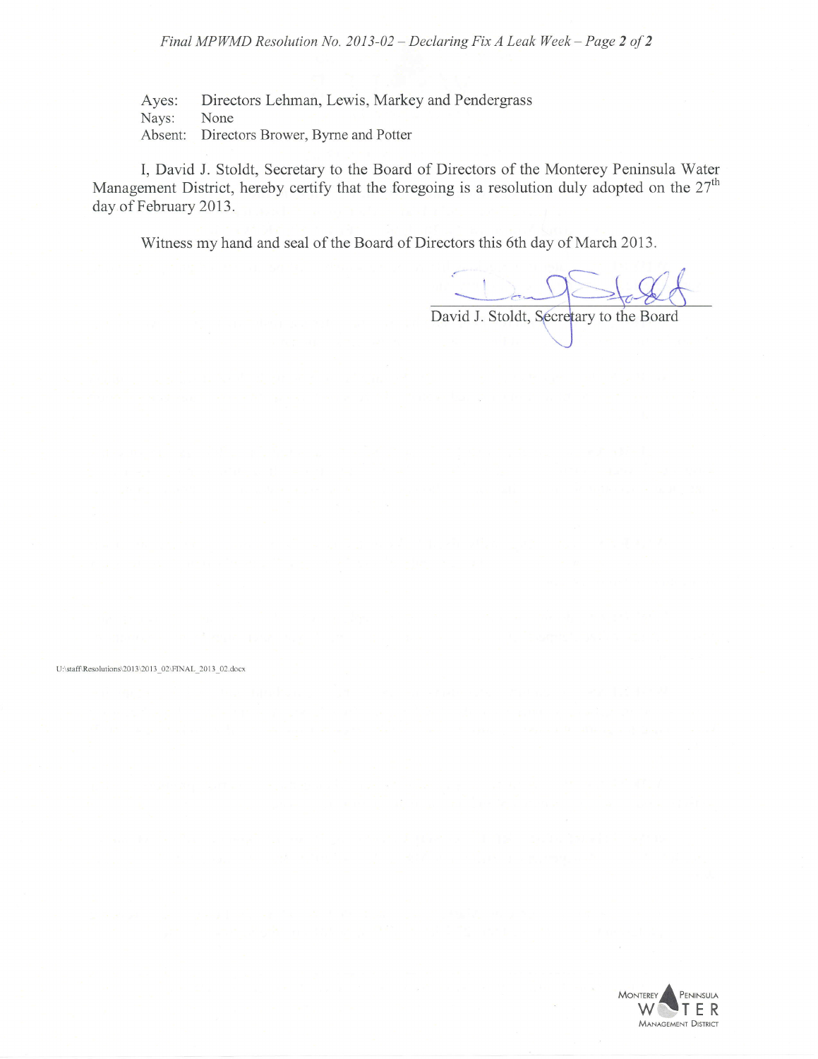Ayes: Directors Lehman, Lewis, Markey and Pendergrass
Nays: None
Absent: Directors Brower, Byrne and Potter

I, David J. Stoldt, Secretary to the Board of Directors of the Monterey Peninsula Water Management District, hereby certify that the foregoing is a resolution duly adopted on the 27th day of February 2013.

Witness my hand and seal of the Board of Directors this 6th day of March 2013.

David J. Stoldt, Secretary to the Board

U:\staff\Resolutions\2013\2013_02\FINAL_2013_02.docx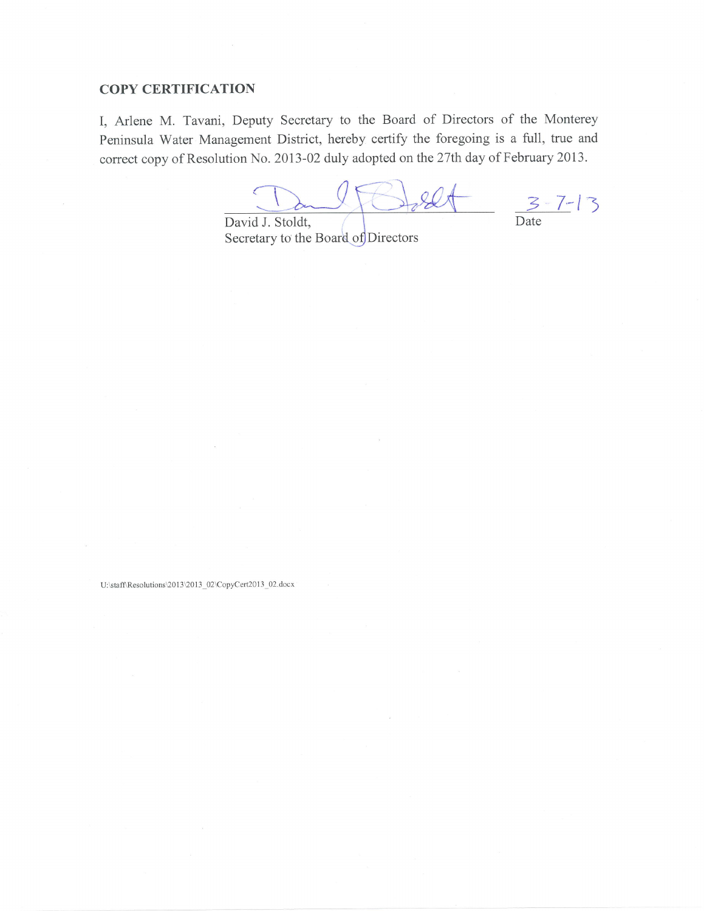## COPY CERTIFICATION

I, Arlene M. Tavani, Deputy Secretary to the Board of Directors of the Monterey Peninsula Water Management District, hereby certify the foregoing is a full, true and correct copy of Resolution No. 2013-02 duly adopted on the 27th day of February 2013.

David J. Stoldt,
Secretary to the Board of Directors

3-7-13
Date

U:\staff\Resolutions\2013\2013_02\CopyCert2013_02.docx